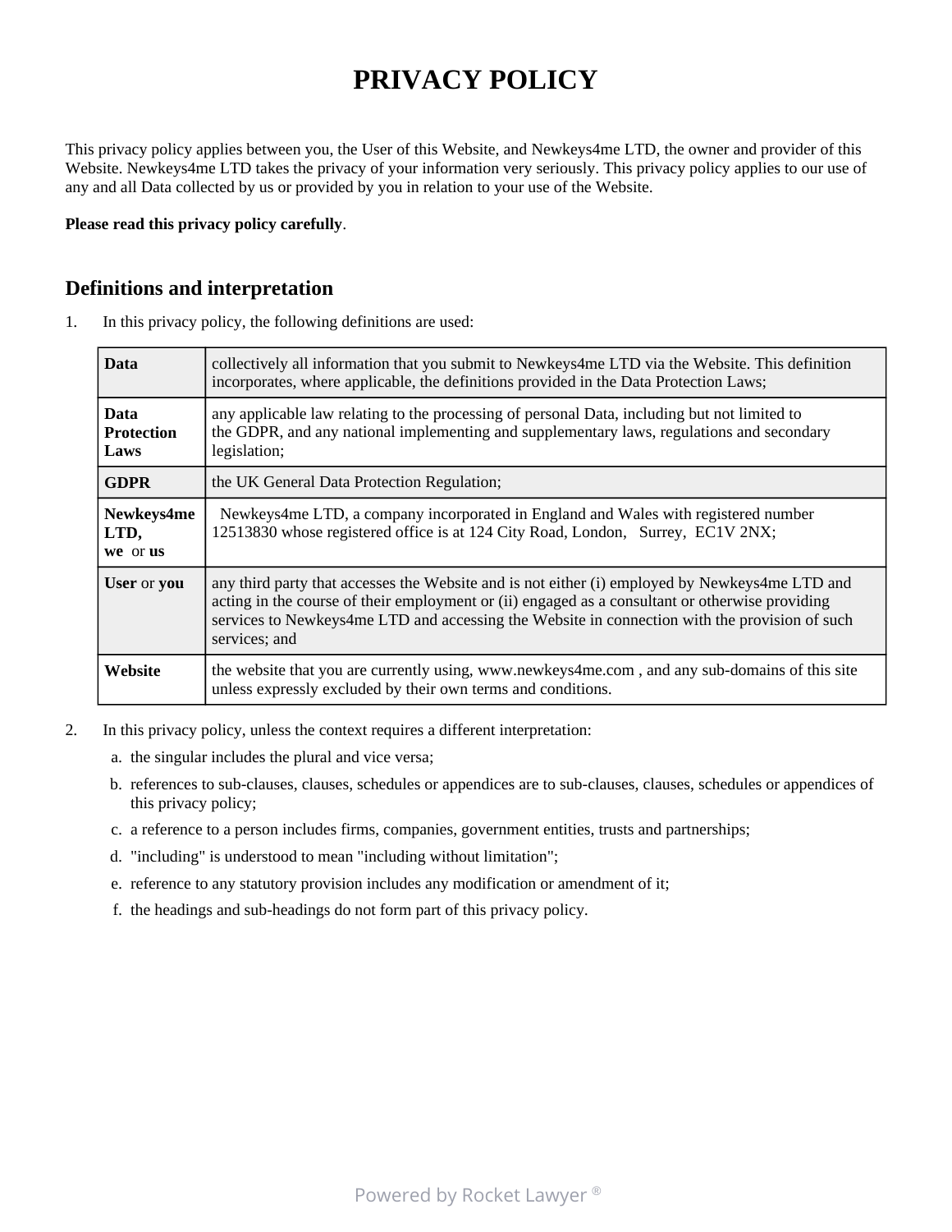# PRIVACY POLICY

This privacy policy applies between you, the User of this Website, and Newkeys4me LTD, the owner and provider of this Website. Newkeys4me LTD takes the privacy of your information very seriously. This privacy policy applies to our use of any and all Data collected by us or provided by you in relation to your use of the Website.

**Please read this privacy policy carefully**.

## Definitions and interpretation

1. In this privacy policy, the following definitions are used:

| | |
|---|---|
| **Data** | collectively all information that you submit to Newkeys4me LTD via the Website. This definition incorporates, where applicable, the definitions provided in the Data Protection Laws; |
| **Data Protection Laws** | any applicable law relating to the processing of personal Data, including but not limited to the GDPR, and any national implementing and supplementary laws, regulations and secondary legislation; |
| **GDPR** | the UK General Data Protection Regulation; |
| **Newkeys4me LTD, we** or **us** | Newkeys4me LTD, a company incorporated in England and Wales with registered number 12513830 whose registered office is at 124 City Road, London, Surrey, EC1V 2NX; |
| **User** or **you** | any third party that accesses the Website and is not either (i) employed by Newkeys4me LTD and acting in the course of their employment or (ii) engaged as a consultant or otherwise providing services to Newkeys4me LTD and accessing the Website in connection with the provision of such services; and |
| **Website** | the website that you are currently using, www.newkeys4me.com , and any sub-domains of this site unless expressly excluded by their own terms and conditions. |

2. In this privacy policy, unless the context requires a different interpretation:
   a. the singular includes the plural and vice versa;
   b. references to sub-clauses, clauses, schedules or appendices are to sub-clauses, clauses, schedules or appendices of this privacy policy;
   c. a reference to a person includes firms, companies, government entities, trusts and partnerships;
   d. "including" is understood to mean "including without limitation";
   e. reference to any statutory provision includes any modification or amendment of it;
   f. the headings and sub-headings do not form part of this privacy policy.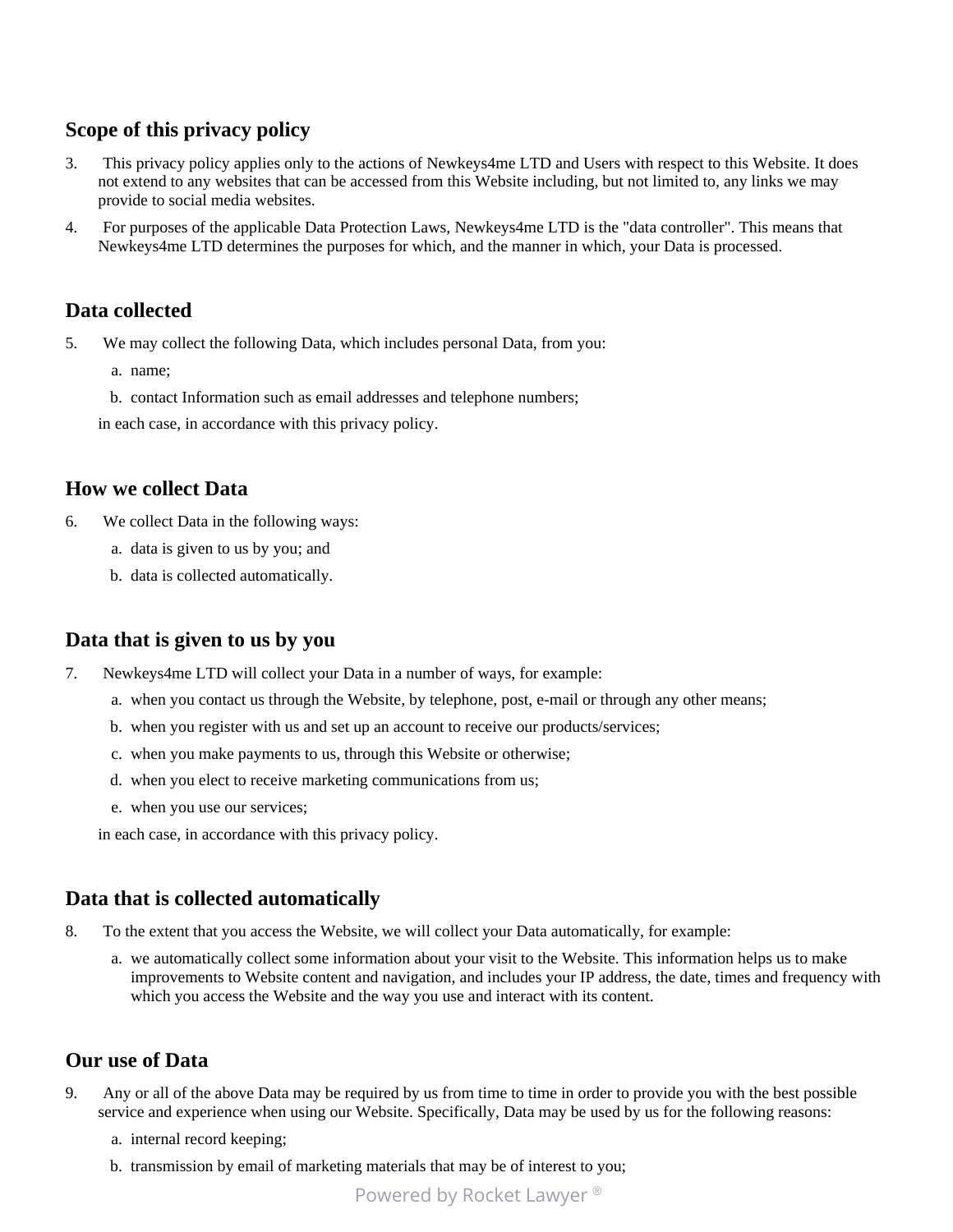## Scope of this privacy policy

3. This privacy policy applies only to the actions of Newkeys4me LTD and Users with respect to this Website. It does not extend to any websites that can be accessed from this Website including, but not limited to, any links we may provide to social media websites.
4. For purposes of the applicable Data Protection Laws, Newkeys4me LTD is the "data controller". This means that Newkeys4me LTD determines the purposes for which, and the manner in which, your Data is processed.

## Data collected

5. We may collect the following Data, which includes personal Data, from you:
   a. name;
   b. contact Information such as email addresses and telephone numbers;

   in each case, in accordance with this privacy policy.

## How we collect Data

6. We collect Data in the following ways:
   a. data is given to us by you; and
   b. data is collected automatically.

## Data that is given to us by you

7. Newkeys4me LTD will collect your Data in a number of ways, for example:
   a. when you contact us through the Website, by telephone, post, e-mail or through any other means;
   b. when you register with us and set up an account to receive our products/services;
   c. when you make payments to us, through this Website or otherwise;
   d. when you elect to receive marketing communications from us;
   e. when you use our services;

   in each case, in accordance with this privacy policy.

## Data that is collected automatically

8. To the extent that you access the Website, we will collect your Data automatically, for example:
   a. we automatically collect some information about your visit to the Website. This information helps us to make improvements to Website content and navigation, and includes your IP address, the date, times and frequency with which you access the Website and the way you use and interact with its content.

## Our use of Data

9. Any or all of the above Data may be required by us from time to time in order to provide you with the best possible service and experience when using our Website. Specifically, Data may be used by us for the following reasons:
   a. internal record keeping;
   b. transmission by email of marketing materials that may be of interest to you;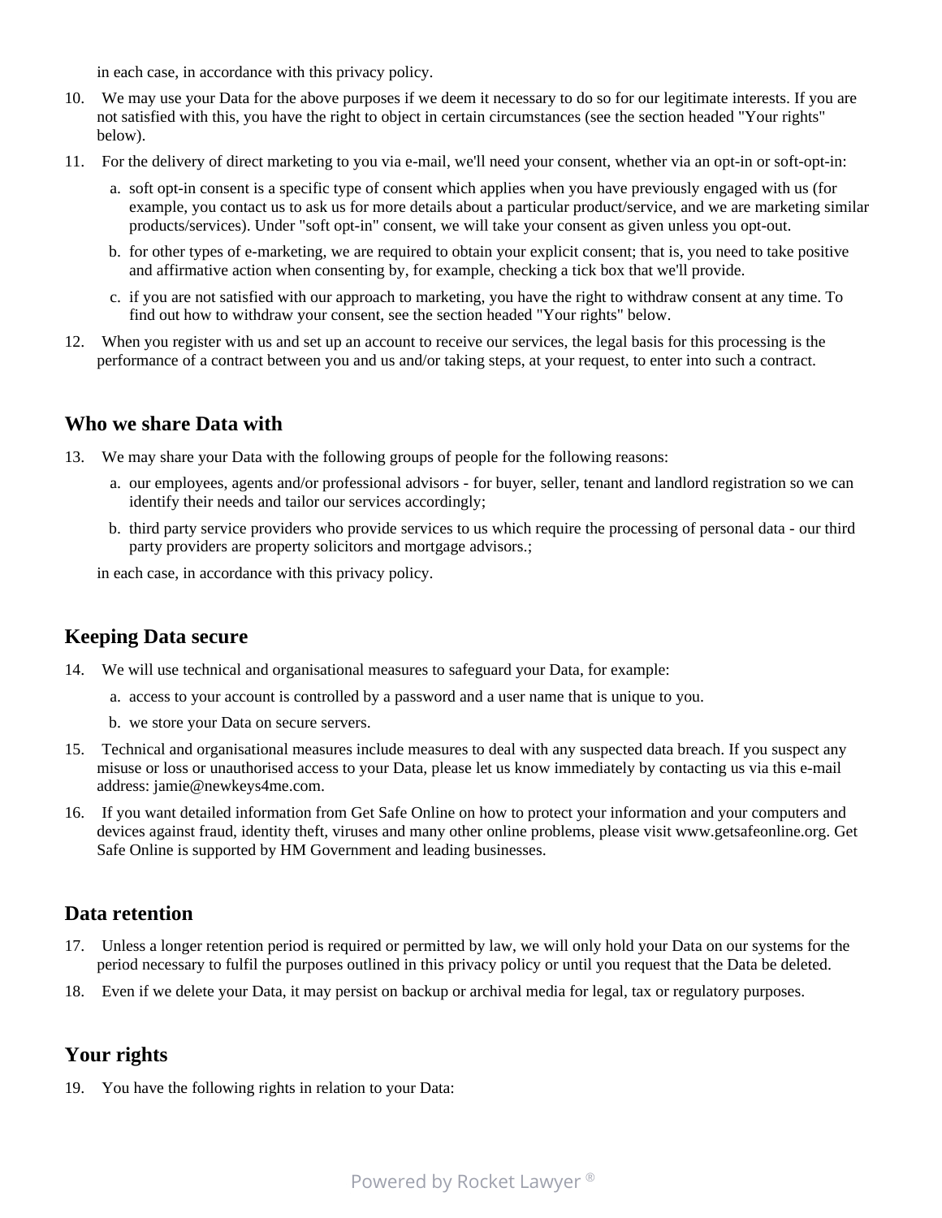in each case, in accordance with this privacy policy.

10. We may use your Data for the above purposes if we deem it necessary to do so for our legitimate interests. If you are not satisfied with this, you have the right to object in certain circumstances (see the section headed "Your rights" below).

11. For the delivery of direct marketing to you via e-mail, we'll need your consent, whether via an opt-in or soft-opt-in:

    a. soft opt-in consent is a specific type of consent which applies when you have previously engaged with us (for example, you contact us to ask us for more details about a particular product/service, and we are marketing similar products/services). Under "soft opt-in" consent, we will take your consent as given unless you opt-out.

    b. for other types of e-marketing, we are required to obtain your explicit consent; that is, you need to take positive and affirmative action when consenting by, for example, checking a tick box that we'll provide.

    c. if you are not satisfied with our approach to marketing, you have the right to withdraw consent at any time. To find out how to withdraw your consent, see the section headed "Your rights" below.

12. When you register with us and set up an account to receive our services, the legal basis for this processing is the performance of a contract between you and us and/or taking steps, at your request, to enter into such a contract.

## Who we share Data with

13. We may share your Data with the following groups of people for the following reasons:

    a. our employees, agents and/or professional advisors - for buyer, seller, tenant and landlord registration so we can identify their needs and tailor our services accordingly;

    b. third party service providers who provide services to us which require the processing of personal data - our third party providers are property solicitors and mortgage advisors.;

    in each case, in accordance with this privacy policy.

## Keeping Data secure

14. We will use technical and organisational measures to safeguard your Data, for example:

    a. access to your account is controlled by a password and a user name that is unique to you.

    b. we store your Data on secure servers.

15. Technical and organisational measures include measures to deal with any suspected data breach. If you suspect any misuse or loss or unauthorised access to your Data, please let us know immediately by contacting us via this e-mail address: jamie@newkeys4me.com.

16. If you want detailed information from Get Safe Online on how to protect your information and your computers and devices against fraud, identity theft, viruses and many other online problems, please visit www.getsafeonline.org. Get Safe Online is supported by HM Government and leading businesses.

## Data retention

17. Unless a longer retention period is required or permitted by law, we will only hold your Data on our systems for the period necessary to fulfil the purposes outlined in this privacy policy or until you request that the Data be deleted.

18. Even if we delete your Data, it may persist on backup or archival media for legal, tax or regulatory purposes.

## Your rights

19. You have the following rights in relation to your Data: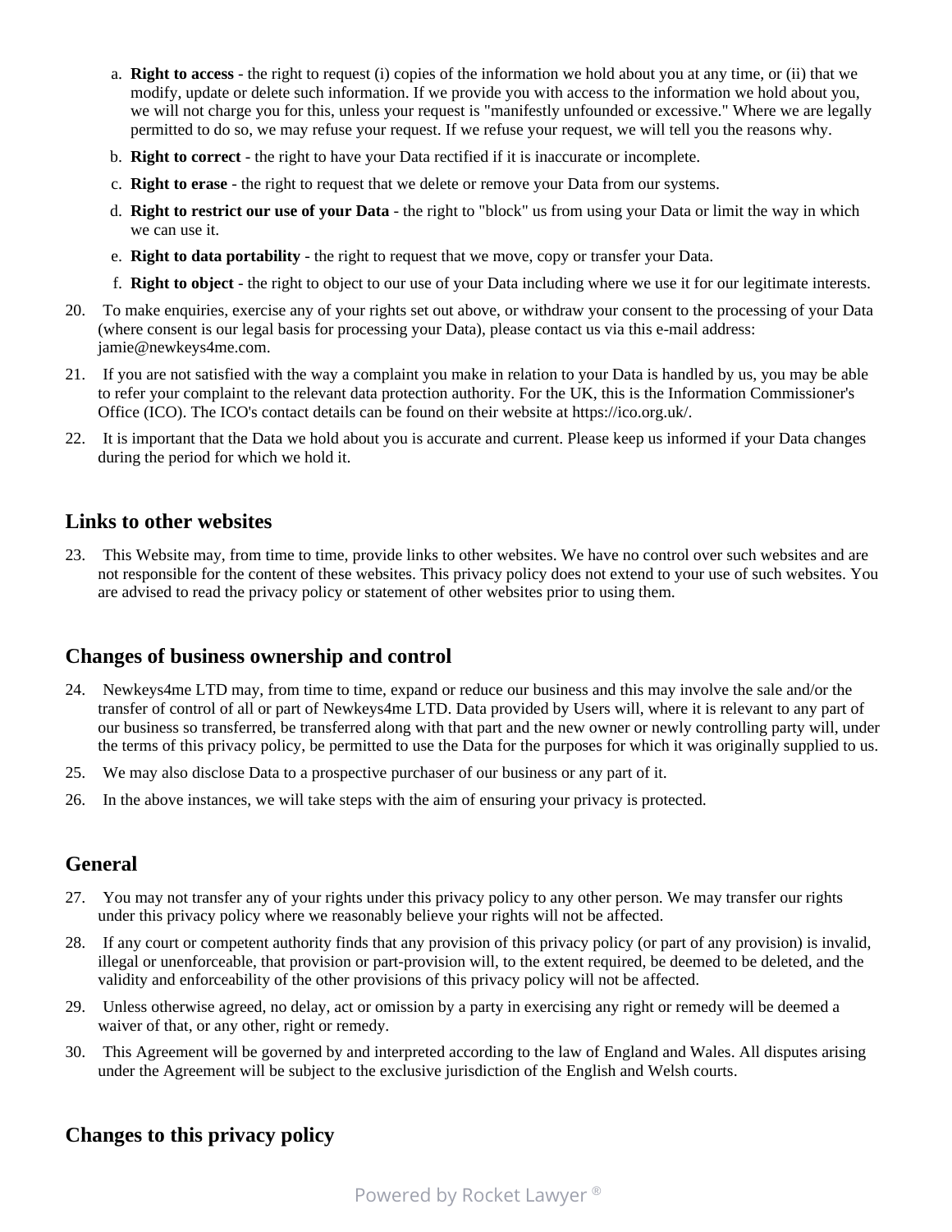a. **Right to access** - the right to request (i) copies of the information we hold about you at any time, or (ii) that we modify, update or delete such information. If we provide you with access to the information we hold about you, we will not charge you for this, unless your request is "manifestly unfounded or excessive." Where we are legally permitted to do so, we may refuse your request. If we refuse your request, we will tell you the reasons why.
b. **Right to correct** - the right to have your Data rectified if it is inaccurate or incomplete.
c. **Right to erase** - the right to request that we delete or remove your Data from our systems.
d. **Right to restrict our use of your Data** - the right to "block" us from using your Data or limit the way in which we can use it.
e. **Right to data portability** - the right to request that we move, copy or transfer your Data.
f. **Right to object** - the right to object to our use of your Data including where we use it for our legitimate interests.

20. To make enquiries, exercise any of your rights set out above, or withdraw your consent to the processing of your Data (where consent is our legal basis for processing your Data), please contact us via this e-mail address: jamie@newkeys4me.com.
21. If you are not satisfied with the way a complaint you make in relation to your Data is handled by us, you may be able to refer your complaint to the relevant data protection authority. For the UK, this is the Information Commissioner's Office (ICO). The ICO's contact details can be found on their website at https://ico.org.uk/.
22. It is important that the Data we hold about you is accurate and current. Please keep us informed if your Data changes during the period for which we hold it.

## Links to other websites

23. This Website may, from time to time, provide links to other websites. We have no control over such websites and are not responsible for the content of these websites. This privacy policy does not extend to your use of such websites. You are advised to read the privacy policy or statement of other websites prior to using them.

## Changes of business ownership and control

24. Newkeys4me LTD may, from time to time, expand or reduce our business and this may involve the sale and/or the transfer of control of all or part of Newkeys4me LTD. Data provided by Users will, where it is relevant to any part of our business so transferred, be transferred along with that part and the new owner or newly controlling party will, under the terms of this privacy policy, be permitted to use the Data for the purposes for which it was originally supplied to us.
25. We may also disclose Data to a prospective purchaser of our business or any part of it.
26. In the above instances, we will take steps with the aim of ensuring your privacy is protected.

## General

27. You may not transfer any of your rights under this privacy policy to any other person. We may transfer our rights under this privacy policy where we reasonably believe your rights will not be affected.
28. If any court or competent authority finds that any provision of this privacy policy (or part of any provision) is invalid, illegal or unenforceable, that provision or part-provision will, to the extent required, be deemed to be deleted, and the validity and enforceability of the other provisions of this privacy policy will not be affected.
29. Unless otherwise agreed, no delay, act or omission by a party in exercising any right or remedy will be deemed a waiver of that, or any other, right or remedy.
30. This Agreement will be governed by and interpreted according to the law of England and Wales. All disputes arising under the Agreement will be subject to the exclusive jurisdiction of the English and Welsh courts.

## Changes to this privacy policy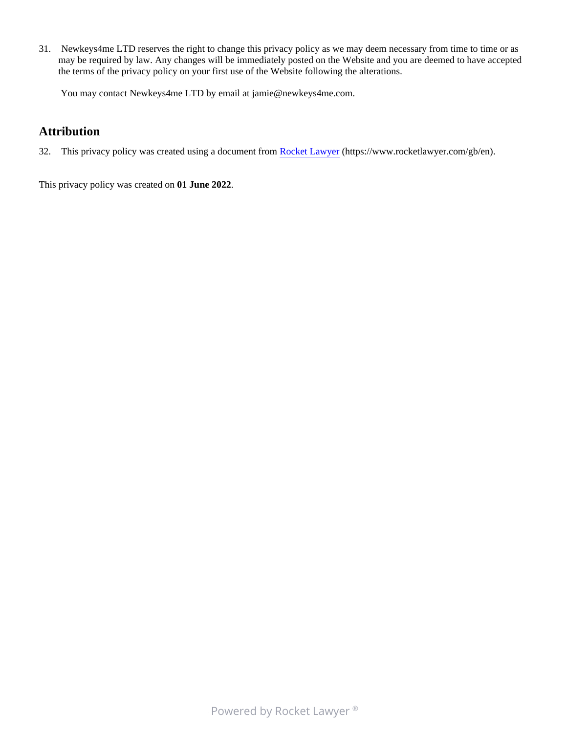31. Newkeys4me LTD reserves the right to change this privacy policy as we may deem necessary from time to time or as may be required by law. Any changes will be immediately posted on the Website and you are deemed to have accepted the terms of the privacy policy on your first use of the Website following the alterations.

You may contact Newkeys4me LTD by email at jamie@newkeys4me.com.

## Attribution

32. This privacy policy was created using a document from Rocket Lawyer (https://www.rocketlawyer.com/gb/en).

This privacy policy was created on **01 June 2022**.